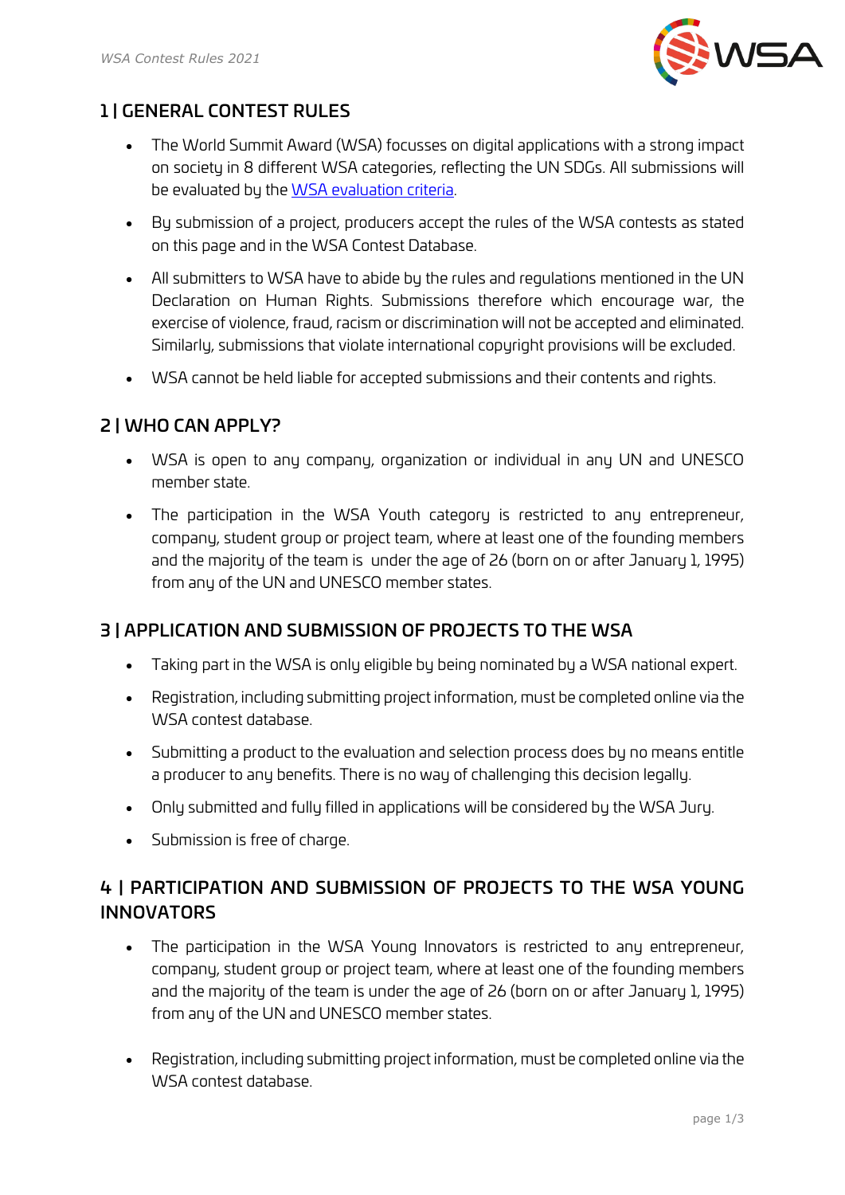## 1 | GENERAL CONTEST RULES

- The World Summit Award (WSA) focusses on digital applications with a strong impact on society in 8 different WSA categories, reflecting the UN SDGs. All submissions will be evaluated by the [WSA evaluation criteria](WSA evaluation criteria).
- By submission of a project, producers accept the rules of the WSA contests as stated on this page and in the WSA Contest Database.
- All submitters to WSA have to abide by the rules and regulations mentioned in the UN Declaration on Human Rights. Submissions therefore which encourage war, the exercise of violence, fraud, racism or discrimination will not be accepted and eliminated. Similarly, submissions that violate international copyright provisions will be excluded.
- WSA cannot be held liable for accepted submissions and their contents and rights.

## 2 | WHO CAN APPLY?

- WSA is open to any company, organization or individual in any UN and UNESCO member state.
- The participation in the WSA Youth category is restricted to any entrepreneur, company, student group or project team, where at least one of the founding members and the majority of the team is under the age of 26 (born on or after January 1, 1995) from any of the UN and UNESCO member states.

## 3 | APPLICATION AND SUBMISSION OF PROJECTS TO THE WSA

- Taking part in the WSA is only eligible by being nominated by a WSA national expert.
- Registration, including submitting project information, must be completed online via the WSA contest database.
- Submitting a product to the evaluation and selection process does by no means entitle a producer to any benefits. There is no way of challenging this decision legally.
- Only submitted and fully filled in applications will be considered by the WSA Jury.
- Submission is free of charge.

## 4 | PARTICIPATION AND SUBMISSION OF PROJECTS TO THE WSA YOUNG INNOVATORS

- The participation in the WSA Young Innovators is restricted to any entrepreneur, company, student group or project team, where at least one of the founding members and the majority of the team is under the age of 26 (born on or after January 1, 1995) from any of the UN and UNESCO member states.
- Registration, including submitting project information, must be completed online via the WSA contest database.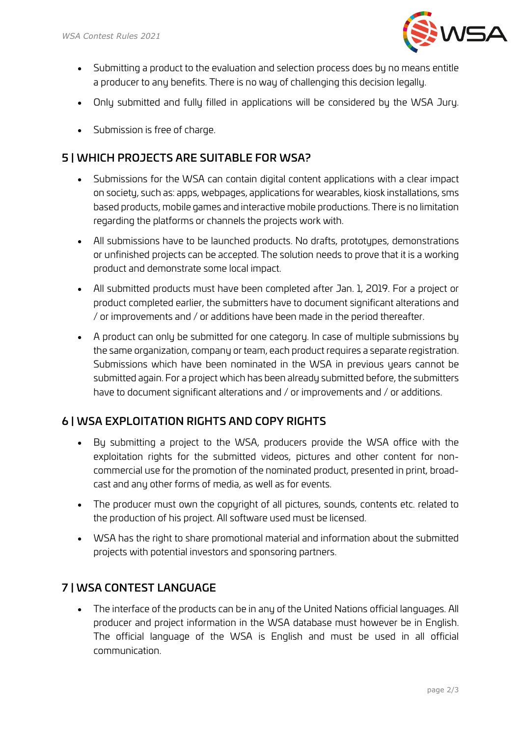- Submitting a product to the evaluation and selection process does by no means entitle a producer to any benefits. There is no way of challenging this decision legally.
- Only submitted and fully filled in applications will be considered by the WSA Jury.
- Submission is free of charge.

## 5 | WHICH PROJECTS ARE SUITABLE FOR WSA?

- Submissions for the WSA can contain digital content applications with a clear impact on society, such as: apps, webpages, applications for wearables, kiosk installations, sms based products, mobile games and interactive mobile productions. There is no limitation regarding the platforms or channels the projects work with.
- All submissions have to be launched products. No drafts, prototypes, demonstrations or unfinished projects can be accepted. The solution needs to prove that it is a working product and demonstrate some local impact.
- All submitted products must have been completed after Jan. 1, 2019. For a project or product completed earlier, the submitters have to document significant alterations and / or improvements and / or additions have been made in the period thereafter.
- A product can only be submitted for one category. In case of multiple submissions by the same organization, company or team, each product requires a separate registration. Submissions which have been nominated in the WSA in previous years cannot be submitted again. For a project which has been already submitted before, the submitters have to document significant alterations and / or improvements and / or additions.

## 6 | WSA EXPLOITATION RIGHTS AND COPY RIGHTS

- By submitting a project to the WSA, producers provide the WSA office with the exploitation rights for the submitted videos, pictures and other content for non-commercial use for the promotion of the nominated product, presented in print, broad-cast and any other forms of media, as well as for events.
- The producer must own the copyright of all pictures, sounds, contents etc. related to the production of his project. All software used must be licensed.
- WSA has the right to share promotional material and information about the submitted projects with potential investors and sponsoring partners.

## 7 | WSA CONTEST LANGUAGE

- The interface of the products can be in any of the United Nations official languages. All producer and project information in the WSA database must however be in English. The official language of the WSA is English and must be used in all official communication.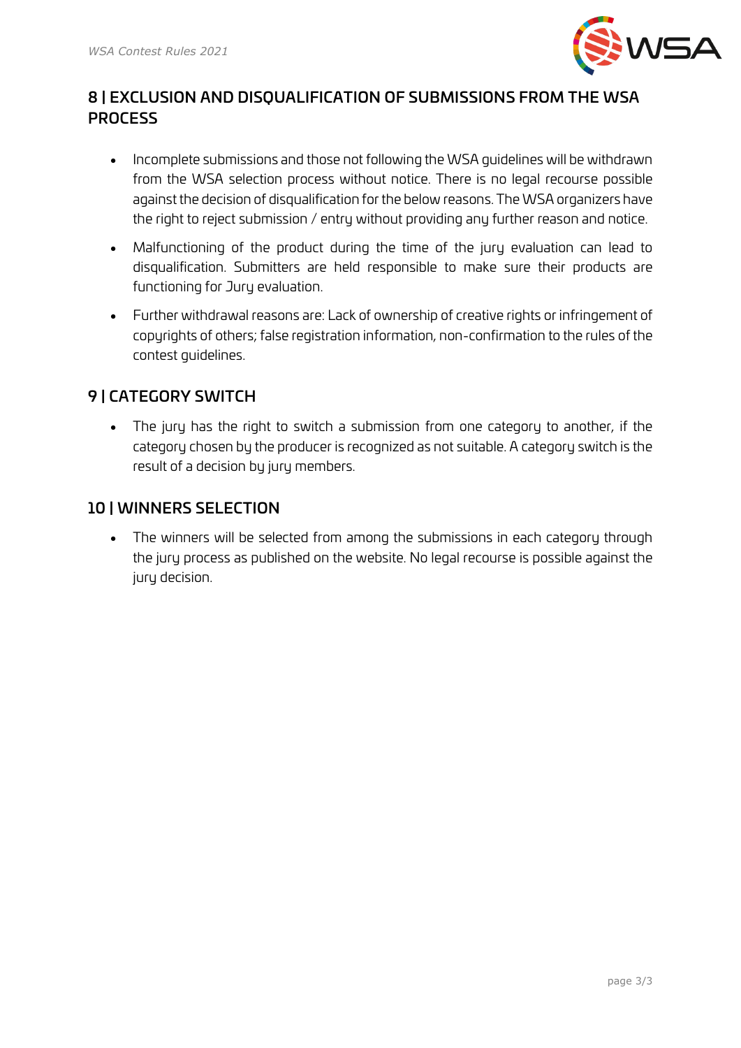## 8 | EXCLUSION AND DISQUALIFICATION OF SUBMISSIONS FROM THE WSA PROCESS

- Incomplete submissions and those not following the WSA guidelines will be withdrawn from the WSA selection process without notice. There is no legal recourse possible against the decision of disqualification for the below reasons. The WSA organizers have the right to reject submission / entry without providing any further reason and notice.
- Malfunctioning of the product during the time of the jury evaluation can lead to disqualification. Submitters are held responsible to make sure their products are functioning for Jury evaluation.
- Further withdrawal reasons are: Lack of ownership of creative rights or infringement of copyrights of others; false registration information, non-confirmation to the rules of the contest guidelines.

## 9 | CATEGORY SWITCH

- The jury has the right to switch a submission from one category to another, if the category chosen by the producer is recognized as not suitable. A category switch is the result of a decision by jury members.

## 10 | WINNERS SELECTION

- The winners will be selected from among the submissions in each category through the jury process as published on the website. No legal recourse is possible against the jury decision.